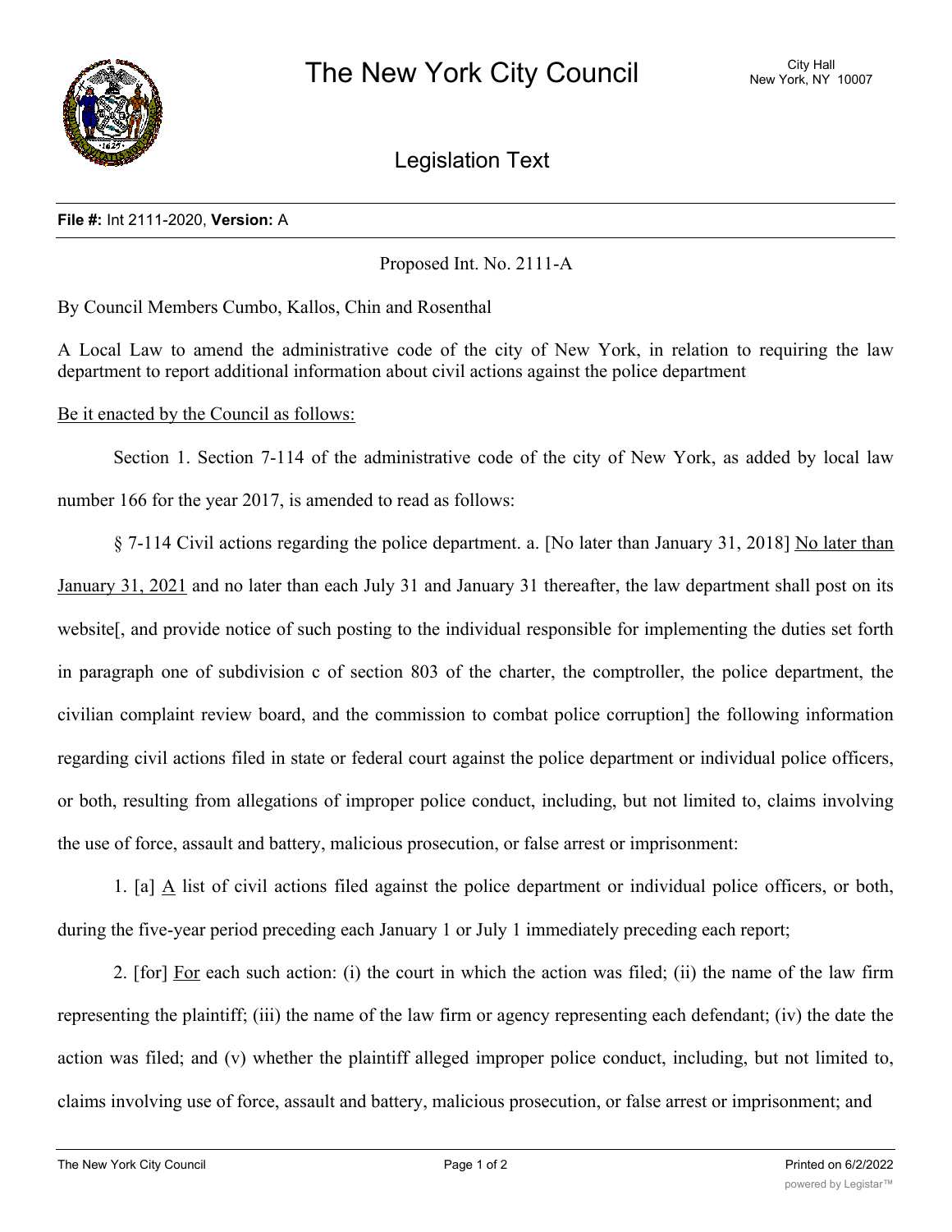# The New York City Council

City Hall
New York, NY 10007

## Legislation Text

**File #:** Int 2111-2020, **Version:** A

Proposed Int. No. 2111-A

By Council Members Cumbo, Kallos, Chin and Rosenthal

A Local Law to amend the administrative code of the city of New York, in relation to requiring the law department to report additional information about civil actions against the police department

<u>Be it enacted by the Council as follows:</u>

Section 1. Section 7-114 of the administrative code of the city of New York, as added by local law number 166 for the year 2017, is amended to read as follows:

§ 7-114 Civil actions regarding the police department. a. [No later than January 31, 2018] <u>No later than January 31, 2021</u> and no later than each July 31 and January 31 thereafter, the law department shall post on its website[, and provide notice of such posting to the individual responsible for implementing the duties set forth in paragraph one of subdivision c of section 803 of the charter, the comptroller, the police department, the civilian complaint review board, and the commission to combat police corruption] the following information regarding civil actions filed in state or federal court against the police department or individual police officers, or both, resulting from allegations of improper police conduct, including, but not limited to, claims involving the use of force, assault and battery, malicious prosecution, or false arrest or imprisonment:

1. [a] <u>A</u> list of civil actions filed against the police department or individual police officers, or both, during the five-year period preceding each January 1 or July 1 immediately preceding each report;

2. [for] <u>For</u> each such action: (i) the court in which the action was filed; (ii) the name of the law firm representing the plaintiff; (iii) the name of the law firm or agency representing each defendant; (iv) the date the action was filed; and (v) whether the plaintiff alleged improper police conduct, including, but not limited to, claims involving use of force, assault and battery, malicious prosecution, or false arrest or imprisonment; and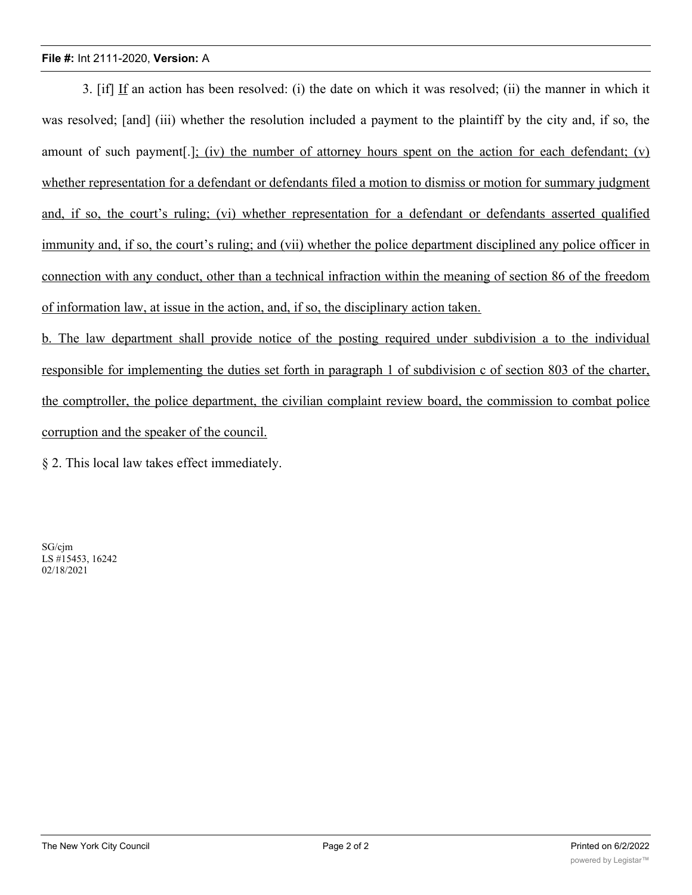3. [if] <u>If</u> an action has been resolved: (i) the date on which it was resolved; (ii) the manner in which it was resolved; [and] (iii) whether the resolution included a payment to the plaintiff by the city and, if so, the amount of such payment[.]<u>; (iv) the number of attorney hours spent on the action for each defendant; (v) whether representation for a defendant or defendants filed a motion to dismiss or motion for summary judgment and, if so, the court's ruling; (vi) whether representation for a defendant or defendants asserted qualified immunity and, if so, the court's ruling; and (vii) whether the police department disciplined any police officer in connection with any conduct, other than a technical infraction within the meaning of section 86 of the freedom of information law, at issue in the action, and, if so, the disciplinary action taken.</u>

<u>b. The law department shall provide notice of the posting required under subdivision a to the individual responsible for implementing the duties set forth in paragraph 1 of subdivision c of section 803 of the charter, the comptroller, the police department, the civilian complaint review board, the commission to combat police corruption and the speaker of the council.</u>

§ 2. This local law takes effect immediately.

SG/cjm
LS #15453, 16242
02/18/2021